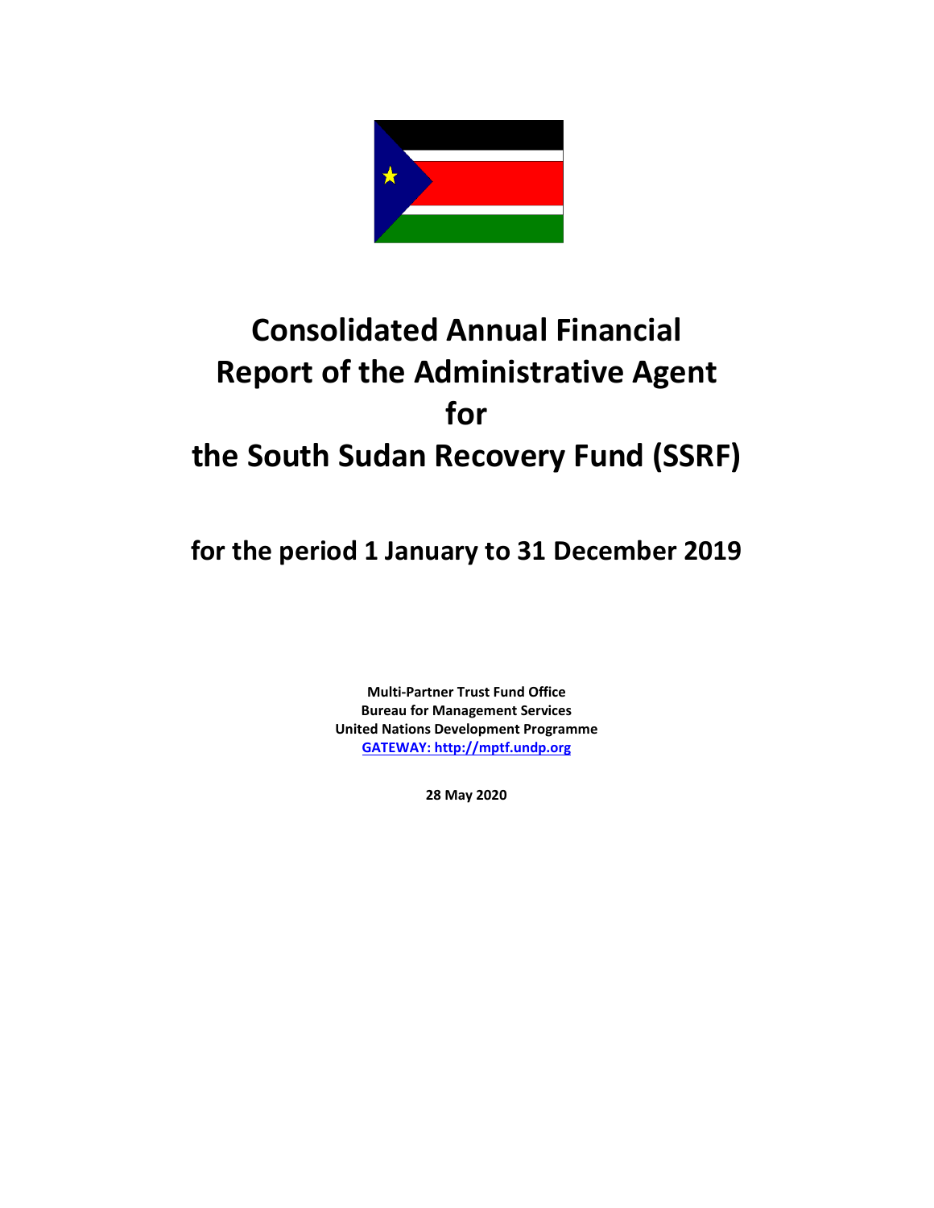# Consolidated Annual Financial Report of the Administrative Agent for the South Sudan Recovery Fund (SSRF)

## for the period 1 January to 31 December 2019

**Multi-Partner Trust Fund Office**
**Bureau for Management Services**
**United Nations Development Programme**
**GATEWAY: http://mptf.undp.org**

**28 May 2020**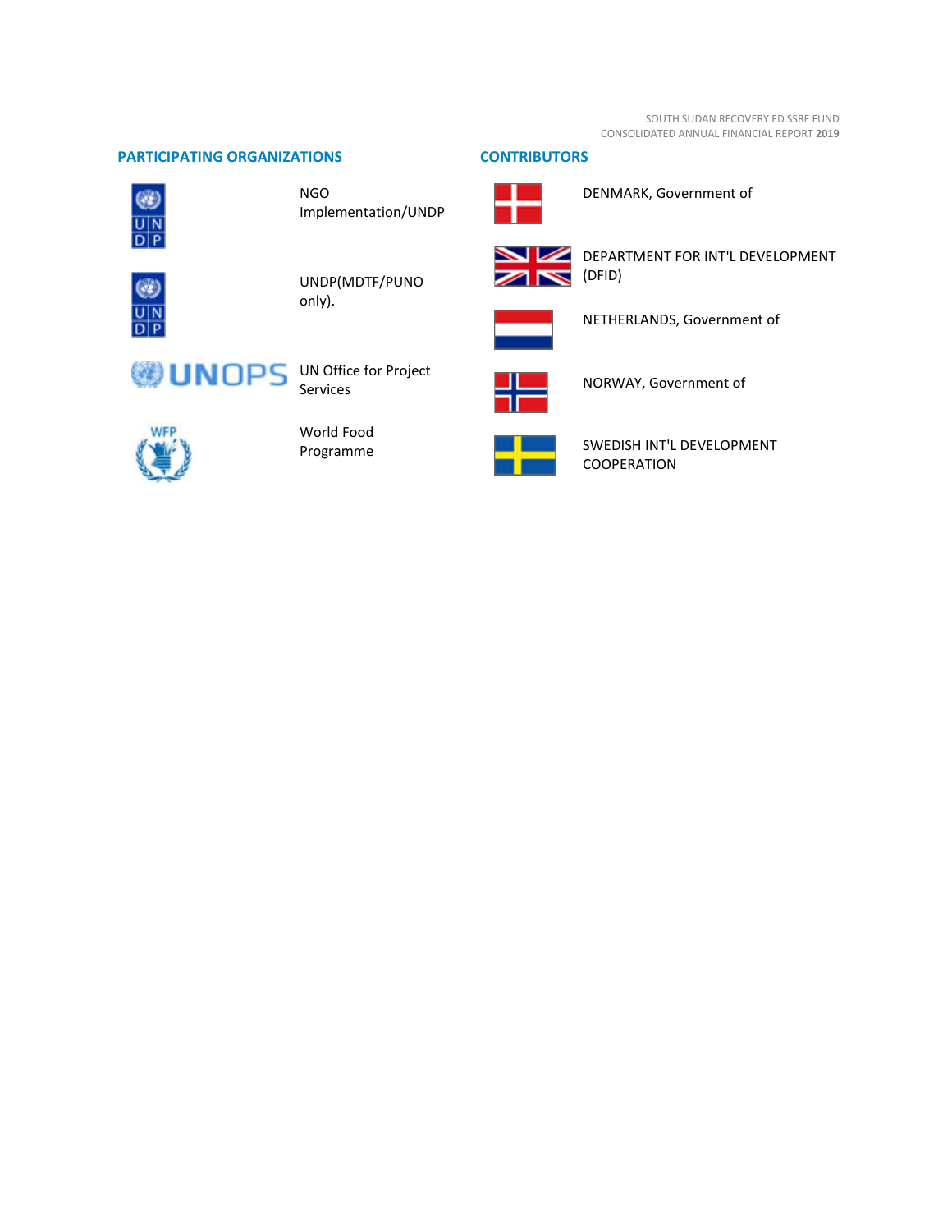## PARTICIPATING ORGANIZATIONS

- NGO Implementation/UNDP
- UNDP(MDTF/PUNO only).
- UN Office for Project Services
- World Food Programme

## CONTRIBUTORS

- DENMARK, Government of
- DEPARTMENT FOR INT'L DEVELOPMENT (DFID)
- NETHERLANDS, Government of
- NORWAY, Government of
- SWEDISH INT'L DEVELOPMENT COOPERATION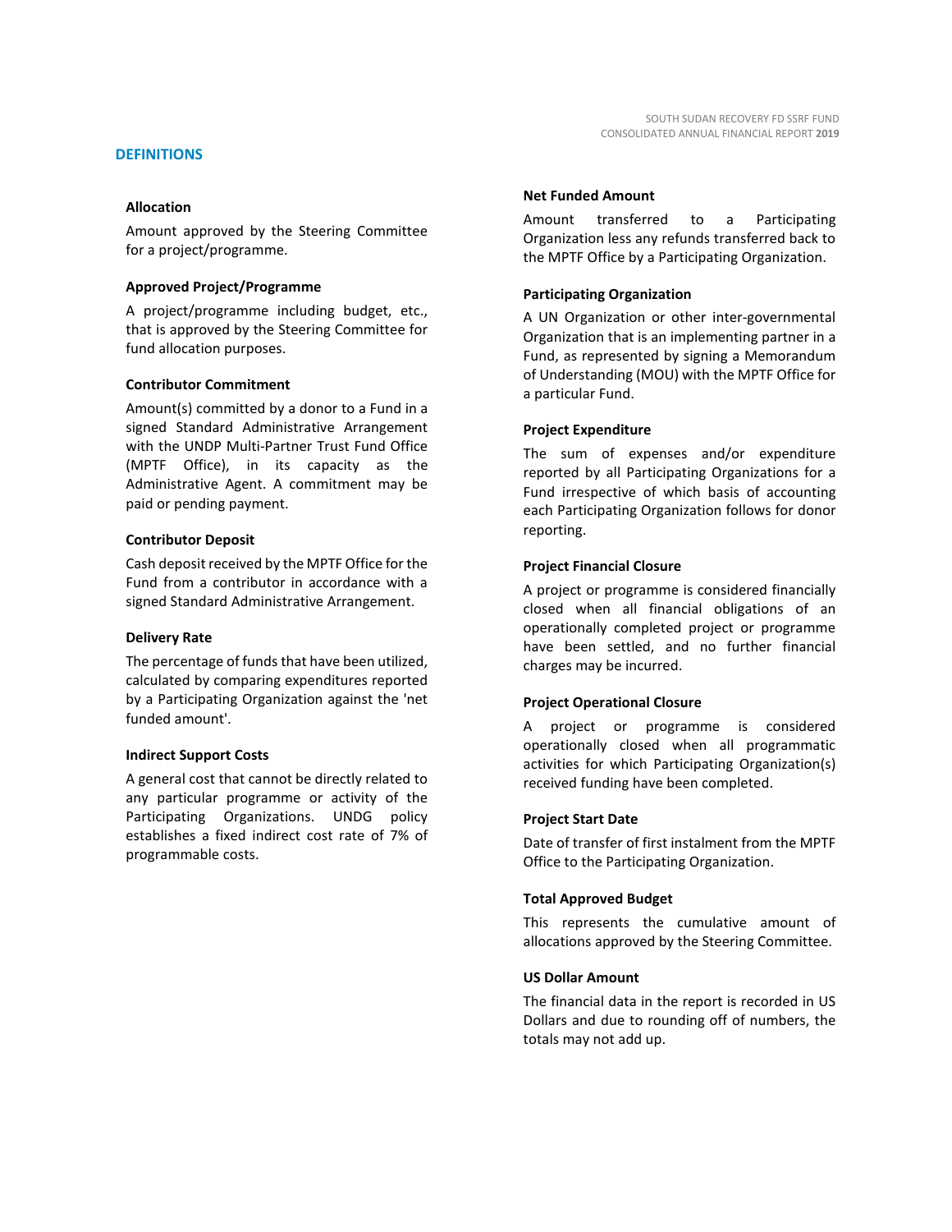## DEFINITIONS

**Allocation**

Amount approved by the Steering Committee for a project/programme.

**Approved Project/Programme**

A project/programme including budget, etc., that is approved by the Steering Committee for fund allocation purposes.

**Contributor Commitment**

Amount(s) committed by a donor to a Fund in a signed Standard Administrative Arrangement with the UNDP Multi-Partner Trust Fund Office (MPTF Office), in its capacity as the Administrative Agent. A commitment may be paid or pending payment.

**Contributor Deposit**

Cash deposit received by the MPTF Office for the Fund from a contributor in accordance with a signed Standard Administrative Arrangement.

**Delivery Rate**

The percentage of funds that have been utilized, calculated by comparing expenditures reported by a Participating Organization against the 'net funded amount'.

**Indirect Support Costs**

A general cost that cannot be directly related to any particular programme or activity of the Participating Organizations. UNDG policy establishes a fixed indirect cost rate of 7% of programmable costs.

**Net Funded Amount**

Amount transferred to a Participating Organization less any refunds transferred back to the MPTF Office by a Participating Organization.

**Participating Organization**

A UN Organization or other inter-governmental Organization that is an implementing partner in a Fund, as represented by signing a Memorandum of Understanding (MOU) with the MPTF Office for a particular Fund.

**Project Expenditure**

The sum of expenses and/or expenditure reported by all Participating Organizations for a Fund irrespective of which basis of accounting each Participating Organization follows for donor reporting.

**Project Financial Closure**

A project or programme is considered financially closed when all financial obligations of an operationally completed project or programme have been settled, and no further financial charges may be incurred.

**Project Operational Closure**

A project or programme is considered operationally closed when all programmatic activities for which Participating Organization(s) received funding have been completed.

**Project Start Date**

Date of transfer of first instalment from the MPTF Office to the Participating Organization.

**Total Approved Budget**

This represents the cumulative amount of allocations approved by the Steering Committee.

**US Dollar Amount**

The financial data in the report is recorded in US Dollars and due to rounding off of numbers, the totals may not add up.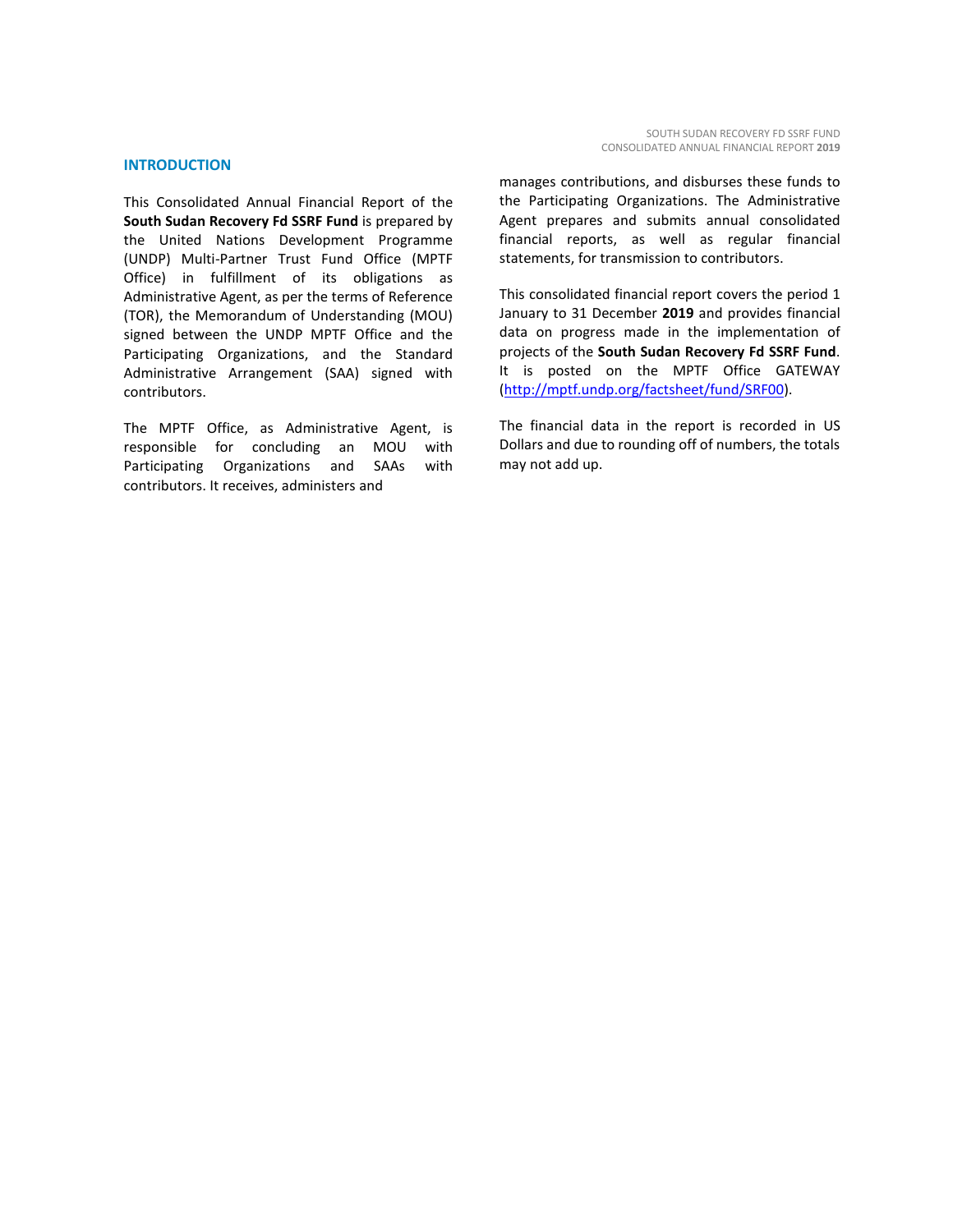## INTRODUCTION

This Consolidated Annual Financial Report of the **South Sudan Recovery Fd SSRF Fund** is prepared by the United Nations Development Programme (UNDP) Multi-Partner Trust Fund Office (MPTF Office) in fulfillment of its obligations as Administrative Agent, as per the terms of Reference (TOR), the Memorandum of Understanding (MOU) signed between the UNDP MPTF Office and the Participating Organizations, and the Standard Administrative Arrangement (SAA) signed with contributors.

The MPTF Office, as Administrative Agent, is responsible for concluding an MOU with Participating Organizations and SAAs with contributors. It receives, administers and manages contributions, and disburses these funds to the Participating Organizations. The Administrative Agent prepares and submits annual consolidated financial reports, as well as regular financial statements, for transmission to contributors.

This consolidated financial report covers the period 1 January to 31 December **2019** and provides financial data on progress made in the implementation of projects of the **South Sudan Recovery Fd SSRF Fund**. It is posted on the MPTF Office GATEWAY (http://mptf.undp.org/factsheet/fund/SRF00).

The financial data in the report is recorded in US Dollars and due to rounding off of numbers, the totals may not add up.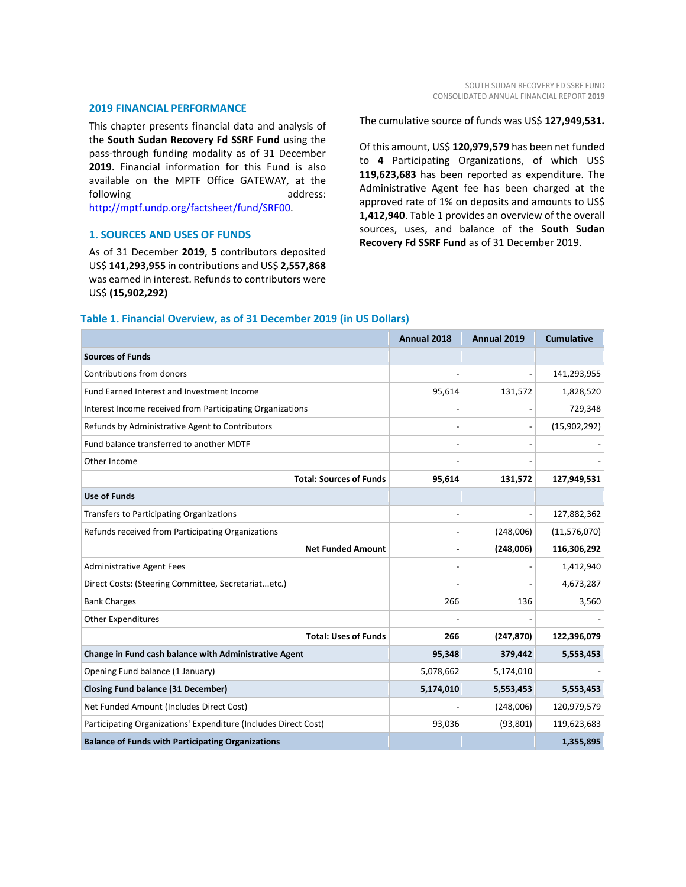## 2019 FINANCIAL PERFORMANCE

This chapter presents financial data and analysis of the **South Sudan Recovery Fd SSRF Fund** using the pass-through funding modality as of 31 December **2019**. Financial information for this Fund is also available on the MPTF Office GATEWAY, at the following address: http://mptf.undp.org/factsheet/fund/SRF00.

## 1. SOURCES AND USES OF FUNDS

As of 31 December **2019**, **5** contributors deposited US$ **141,293,955** in contributions and US$ **2,557,868** was earned in interest. Refunds to contributors were US$ **(15,902,292)**

The cumulative source of funds was US$ **127,949,531.**

Of this amount, US$ **120,979,579** has been net funded to **4** Participating Organizations, of which US$ **119,623,683** has been reported as expenditure. The Administrative Agent fee has been charged at the approved rate of 1% on deposits and amounts to US$ **1,412,940**. Table 1 provides an overview of the overall sources, uses, and balance of the **South Sudan Recovery Fd SSRF Fund** as of 31 December 2019.

### Table 1. Financial Overview, as of 31 December 2019 (in US Dollars)

| | Annual 2018 | Annual 2019 | Cumulative |
|---|---|---|---|
| **Sources of Funds** | | | |
| Contributions from donors | - | - | 141,293,955 |
| Fund Earned Interest and Investment Income | 95,614 | 131,572 | 1,828,520 |
| Interest Income received from Participating Organizations | - | - | 729,348 |
| Refunds by Administrative Agent to Contributors | - | - | (15,902,292) |
| Fund balance transferred to another MDTF | - | - | - |
| Other Income | - | - | - |
| **Total: Sources of Funds** | **95,614** | **131,572** | **127,949,531** |
| **Use of Funds** | | | |
| Transfers to Participating Organizations | - | - | 127,882,362 |
| Refunds received from Participating Organizations | - | (248,006) | (11,576,070) |
| **Net Funded Amount** | **-** | **(248,006)** | **116,306,292** |
| Administrative Agent Fees | - | - | 1,412,940 |
| Direct Costs: (Steering Committee, Secretariat...etc.) | - | - | 4,673,287 |
| Bank Charges | 266 | 136 | 3,560 |
| Other Expenditures | - | - | - |
| **Total: Uses of Funds** | **266** | **(247,870)** | **122,396,079** |
| **Change in Fund cash balance with Administrative Agent** | **95,348** | **379,442** | **5,553,453** |
| Opening Fund balance (1 January) | 5,078,662 | 5,174,010 | - |
| **Closing Fund balance (31 December)** | **5,174,010** | **5,553,453** | **5,553,453** |
| Net Funded Amount (Includes Direct Cost) | - | (248,006) | 120,979,579 |
| Participating Organizations' Expenditure (Includes Direct Cost) | 93,036 | (93,801) | 119,623,683 |
| **Balance of Funds with Participating Organizations** | | | **1,355,895** |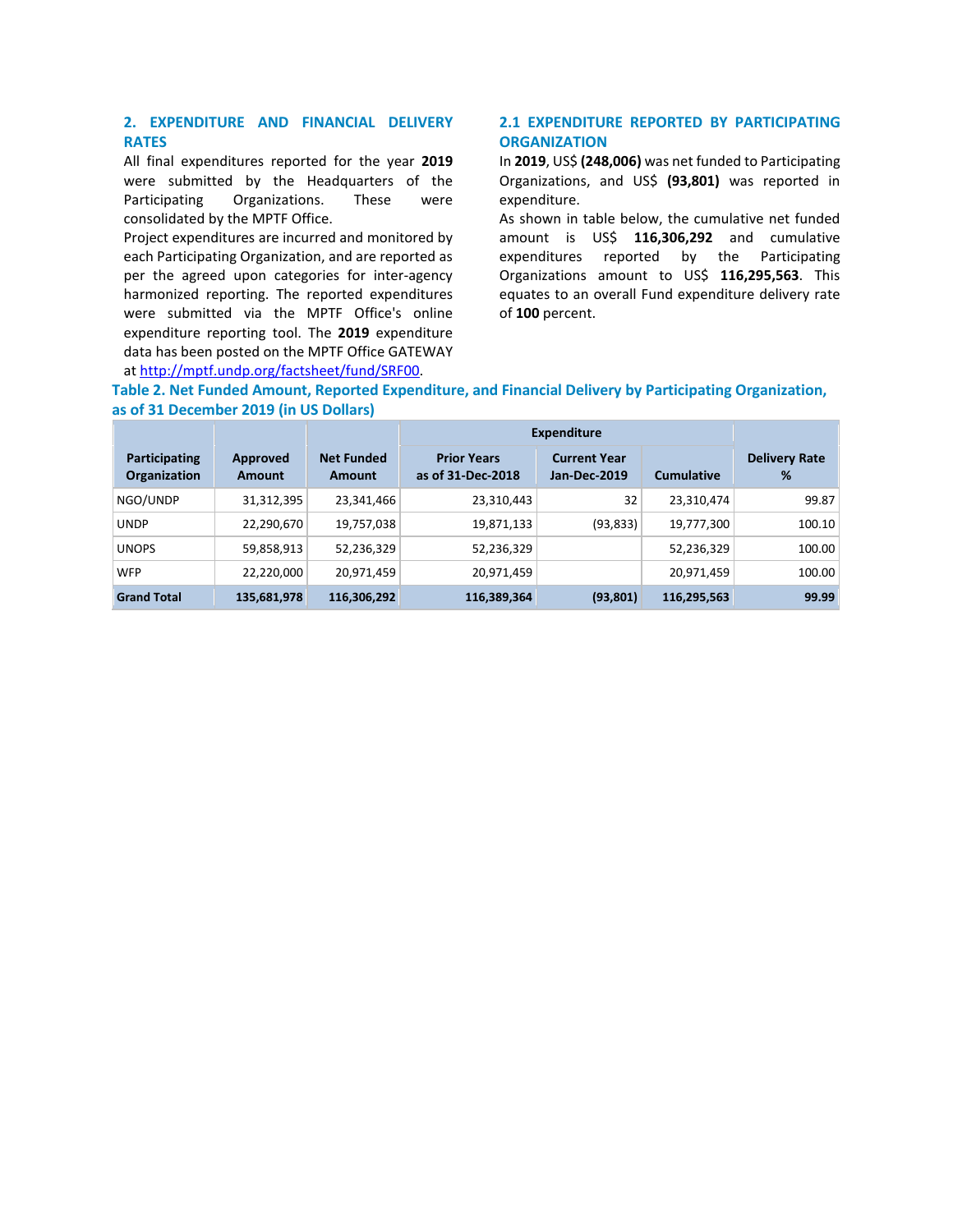## 2. EXPENDITURE AND FINANCIAL DELIVERY RATES

All final expenditures reported for the year **2019** were submitted by the Headquarters of the Participating Organizations. These were consolidated by the MPTF Office.

Project expenditures are incurred and monitored by each Participating Organization, and are reported as per the agreed upon categories for inter-agency harmonized reporting. The reported expenditures were submitted via the MPTF Office's online expenditure reporting tool. The **2019** expenditure data has been posted on the MPTF Office GATEWAY at http://mptf.undp.org/factsheet/fund/SRF00.

### 2.1 EXPENDITURE REPORTED BY PARTICIPATING ORGANIZATION

In **2019**, US$ **(248,006)** was net funded to Participating Organizations, and US$ **(93,801)** was reported in expenditure.

As shown in table below, the cumulative net funded amount is US$ **116,306,292** and cumulative expenditures reported by the Participating Organizations amount to US$ **116,295,563**. This equates to an overall Fund expenditure delivery rate of **100** percent.

**Table 2. Net Funded Amount, Reported Expenditure, and Financial Delivery by Participating Organization, as of 31 December 2019 (in US Dollars)**

| Participating Organization | Approved Amount | Net Funded Amount | Expenditure | | | Delivery Rate % |
|---|---|---|---|---|---|---|
| | | | Prior Years as of 31-Dec-2018 | Current Year Jan-Dec-2019 | Cumulative | |
| NGO/UNDP | 31,312,395 | 23,341,466 | 23,310,443 | 32 | 23,310,474 | 99.87 |
| UNDP | 22,290,670 | 19,757,038 | 19,871,133 | (93,833) | 19,777,300 | 100.10 |
| UNOPS | 59,858,913 | 52,236,329 | 52,236,329 | | 52,236,329 | 100.00 |
| WFP | 22,220,000 | 20,971,459 | 20,971,459 | | 20,971,459 | 100.00 |
| **Grand Total** | **135,681,978** | **116,306,292** | **116,389,364** | **(93,801)** | **116,295,563** | **99.99** |